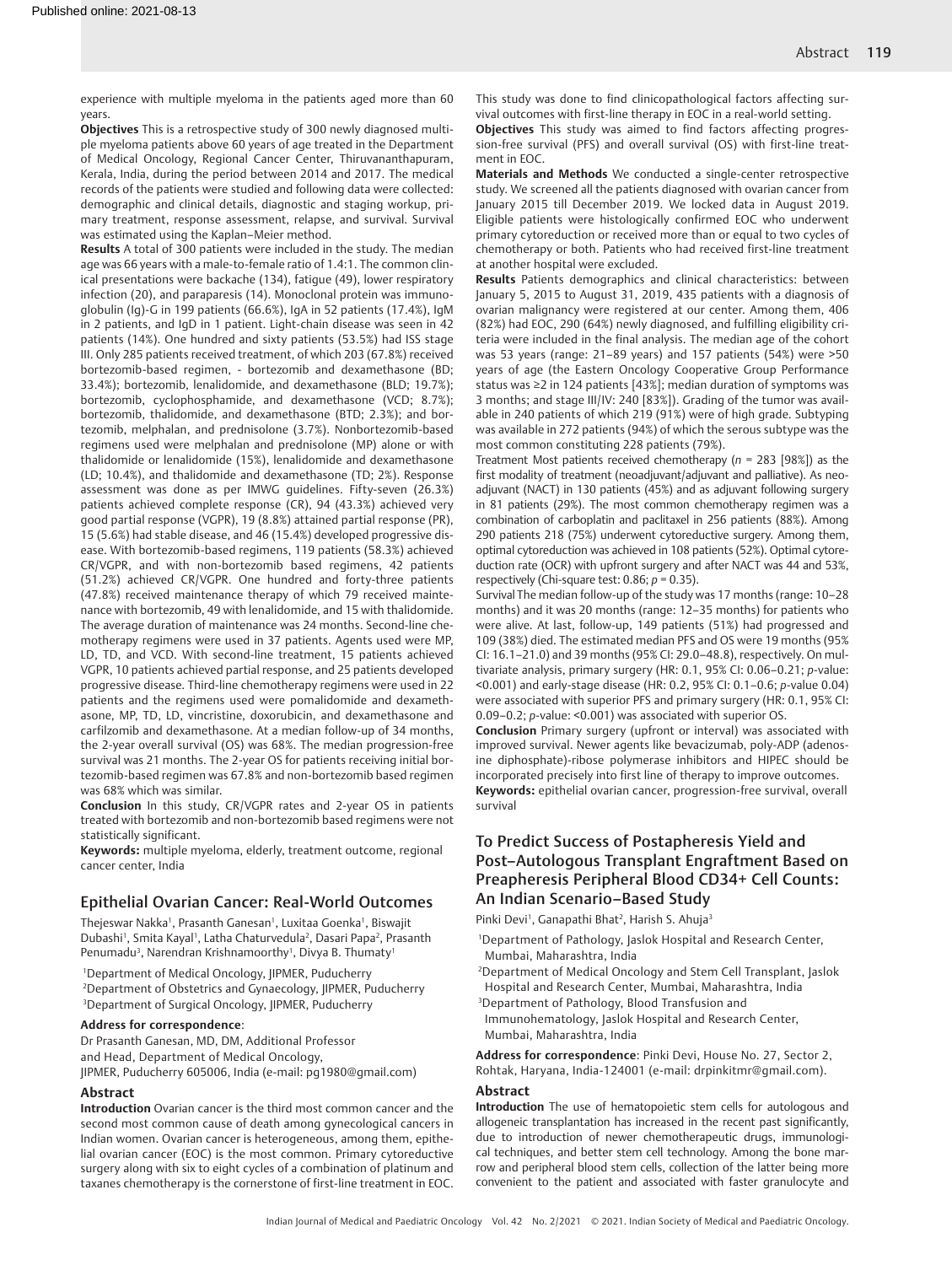experience with multiple myeloma in the patients aged more than 60 years.

**Objectives** This is a retrospective study of 300 newly diagnosed multiple myeloma patients above 60 years of age treated in the Department of Medical Oncology, Regional Cancer Center, Thiruvananthapuram, Kerala, India, during the period between 2014 and 2017. The medical records of the patients were studied and following data were collected: demographic and clinical details, diagnostic and staging workup, primary treatment, response assessment, relapse, and survival. Survival was estimated using the Kaplan–Meier method.

**Results** A total of 300 patients were included in the study. The median age was 66 years with a male-to-female ratio of 1.4:1. The common clinical presentations were backache (134), fatigue (49), lower respiratory infection (20), and paraparesis (14). Monoclonal protein was immunoglobulin (Ig)-G in 199 patients (66.6%), IgA in 52 patients (17.4%), IgM in 2 patients, and IgD in 1 patient. Light-chain disease was seen in 42 patients (14%). One hundred and sixty patients (53.5%) had ISS stage III. Only 285 patients received treatment, of which 203 (67.8%) received bortezomib-based regimen, - bortezomib and dexamethasone (BD; 33.4%); bortezomib, lenalidomide, and dexamethasone (BLD; 19.7%); bortezomib, cyclophosphamide, and dexamethasone (VCD; 8.7%); bortezomib, thalidomide, and dexamethasone (BTD; 2.3%); and bortezomib, melphalan, and prednisolone (3.7%). Nonbortezomib-based regimens used were melphalan and prednisolone (MP) alone or with thalidomide or lenalidomide (15%), lenalidomide and dexamethasone (LD; 10.4%), and thalidomide and dexamethasone (TD; 2%). Response assessment was done as per IMWG guidelines. Fifty-seven (26.3%) patients achieved complete response (CR), 94 (43.3%) achieved very good partial response (VGPR), 19 (8.8%) attained partial response (PR), 15 (5.6%) had stable disease, and 46 (15.4%) developed progressive disease. With bortezomib-based regimens, 119 patients (58.3%) achieved CR/VGPR, and with non-bortezomib based regimens, 42 patients (51.2%) achieved CR/VGPR. One hundred and forty-three patients (47.8%) received maintenance therapy of which 79 received maintenance with bortezomib, 49 with lenalidomide, and 15 with thalidomide. The average duration of maintenance was 24 months. Second-line chemotherapy regimens were used in 37 patients. Agents used were MP, LD, TD, and VCD. With second-line treatment, 15 patients achieved VGPR, 10 patients achieved partial response, and 25 patients developed progressive disease. Third-line chemotherapy regimens were used in 22 patients and the regimens used were pomalidomide and dexamethasone, MP, TD, LD, vincristine, doxorubicin, and dexamethasone and carfilzomib and dexamethasone. At a median follow-up of 34 months, the 2-year overall survival (OS) was 68%. The median progression-free survival was 21 months. The 2-year OS for patients receiving initial bortezomib-based regimen was 67.8% and non-bortezomib based regimen was 68% which was similar.

**Conclusion** In this study, CR/VGPR rates and 2-year OS in patients treated with bortezomib and non-bortezomib based regimens were not statistically significant.

**Keywords:** multiple myeloma, elderly, treatment outcome, regional cancer center, India

## Epithelial Ovarian Cancer: Real-World Outcomes

Thejeswar Nakka[1], Prasanth Ganesan[1], Luxitaa Goenka[1], Biswajit Dubashi[1], Smita Kayal[1], Latha Chaturvedula[2], Dasari Papa[2], Prasanth Penumadu[3], Narendran Krishnamoorthy[1], Divya B. Thumaty[1]

[1]Department of Medical Oncology, JIPMER, Puducherry
[2]Department of Obstetrics and Gynaecology, JIPMER, Puducherry
[3]Department of Surgical Oncology, JIPMER, Puducherry

**Address for correspondence**:
Dr Prasanth Ganesan, MD, DM, Additional Professor and Head, Department of Medical Oncology,
JIPMER, Puducherry 605006, India (e-mail: pg1980@gmail.com)

### Abstract

**Introduction** Ovarian cancer is the third most common cancer and the second most common cause of death among gynecological cancers in Indian women. Ovarian cancer is heterogeneous, among them, epithelial ovarian cancer (EOC) is the most common. Primary cytoreductive surgery along with six to eight cycles of a combination of platinum and taxanes chemotherapy is the cornerstone of first-line treatment in EOC. This study was done to find clinicopathological factors affecting survival outcomes with first-line therapy in EOC in a real-world setting.

**Objectives** This study was aimed to find factors affecting progression-free survival (PFS) and overall survival (OS) with first-line treatment in EOC.

**Materials and Methods** We conducted a single-center retrospective study. We screened all the patients diagnosed with ovarian cancer from January 2015 till December 2019. We locked data in August 2019. Eligible patients were histologically confirmed EOC who underwent primary cytoreduction or received more than or equal to two cycles of chemotherapy or both. Patients who had received first-line treatment at another hospital were excluded.

**Results** Patients demographics and clinical characteristics: between January 5, 2015 to August 31, 2019, 435 patients with a diagnosis of ovarian malignancy were registered at our center. Among them, 406 (82%) had EOC, 290 (64%) newly diagnosed, and fulfilling eligibility criteria were included in the final analysis. The median age of the cohort was 53 years (range: 21–89 years) and 157 patients (54%) were >50 years of age (the Eastern Oncology Cooperative Group Performance status was ≥2 in 124 patients [43%]; median duration of symptoms was 3 months; and stage III/IV: 240 [83%]). Grading of the tumor was available in 240 patients of which 219 (91%) were of high grade. Subtyping was available in 272 patients (94%) of which the serous subtype was the most common constituting 228 patients (79%).

Treatment Most patients received chemotherapy ($n$ = 283 [98%]) as the first modality of treatment (neoadjuvant/adjuvant and palliative). As neoadjuvant (NACT) in 130 patients (45%) and as adjuvant following surgery in 81 patients (29%). The most common chemotherapy regimen was a combination of carboplatin and paclitaxel in 256 patients (88%). Among 290 patients 218 (75%) underwent cytoreductive surgery. Among them, optimal cytoreduction was achieved in 108 patients (52%). Optimal cytoreduction rate (OCR) with upfront surgery and after NACT was 44 and 53%, respectively (Chi-square test: 0.86; $p$ = 0.35).

Survival The median follow-up of the study was 17 months (range: 10–28 months) and it was 20 months (range: 12–35 months) for patients who were alive. At last, follow-up, 149 patients (51%) had progressed and 109 (38%) died. The estimated median PFS and OS were 19 months (95% CI: 16.1–21.0) and 39 months (95% CI: 29.0–48.8), respectively. On multivariate analysis, primary surgery (HR: 0.1, 95% CI: 0.06–0.21; $p$-value: <0.001) and early-stage disease (HR: 0.2, 95% CI: 0.1–0.6; $p$-value 0.04) were associated with superior PFS and primary surgery (HR: 0.1, 95% CI: 0.09–0.2; $p$-value: <0.001) was associated with superior OS.

**Conclusion** Primary surgery (upfront or interval) was associated with improved survival. Newer agents like bevacizumab, poly-ADP (adenosine diphosphate)-ribose polymerase inhibitors and HIPEC should be incorporated precisely into first line of therapy to improve outcomes.

**Keywords:** epithelial ovarian cancer, progression-free survival, overall survival

## To Predict Success of Postapheresis Yield and Post–Autologous Transplant Engraftment Based on Preapheresis Peripheral Blood CD34+ Cell Counts: An Indian Scenario–Based Study

Pinki Devi[1], Ganapathi Bhat[2], Harish S. Ahuja[3]

[1]Department of Pathology, Jaslok Hospital and Research Center, Mumbai, Maharashtra, India
[2]Department of Medical Oncology and Stem Cell Transplant, Jaslok Hospital and Research Center, Mumbai, Maharashtra, India
[3]Department of Pathology, Blood Transfusion and Immunohematology, Jaslok Hospital and Research Center, Mumbai, Maharashtra, India

**Address for correspondence**: Pinki Devi, House No. 27, Sector 2, Rohtak, Haryana, India-124001 (e-mail: drpinkitmr@gmail.com).

### Abstract

**Introduction** The use of hematopoietic stem cells for autologous and allogeneic transplantation has increased in the recent past significantly, due to introduction of newer chemotherapeutic drugs, immunological techniques, and better stem cell technology. Among the bone marrow and peripheral blood stem cells, collection of the latter being more convenient to the patient and associated with faster granulocyte and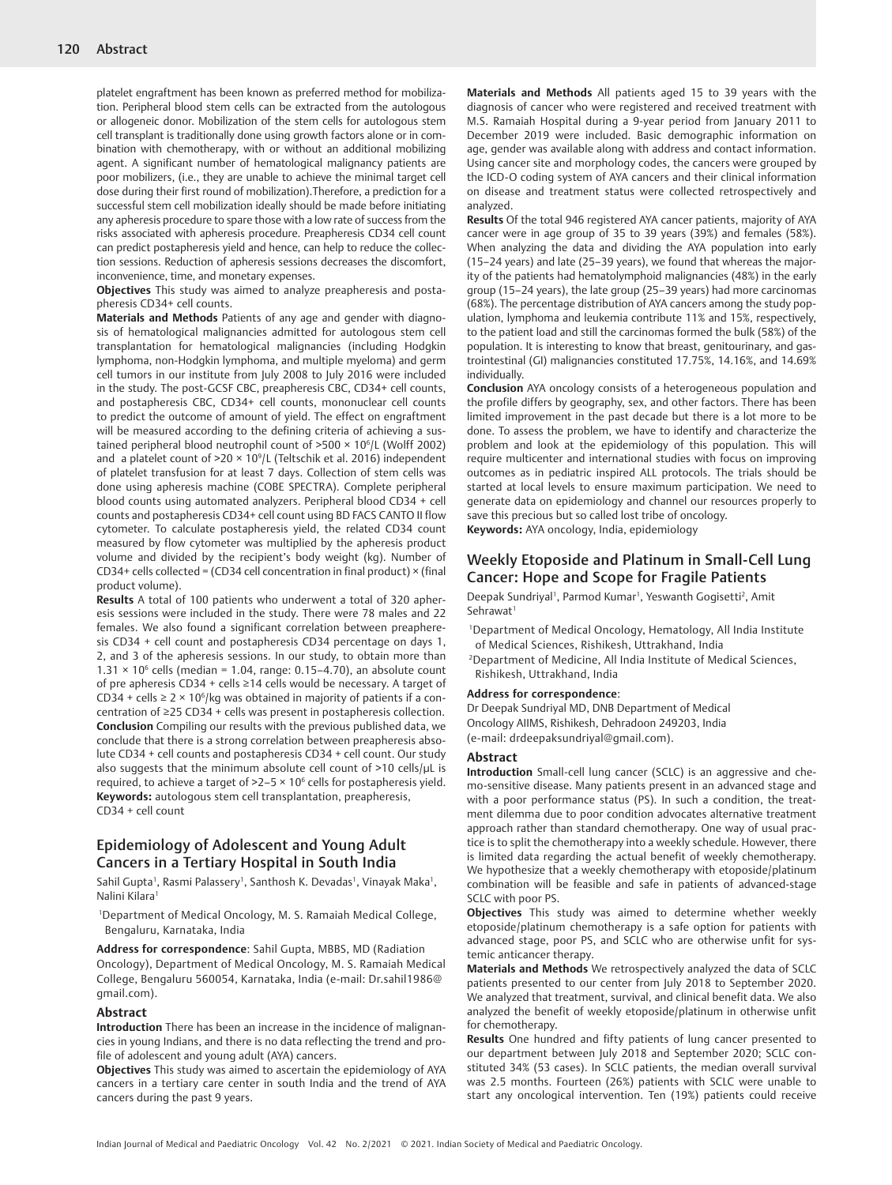platelet engraftment has been known as preferred method for mobilization. Peripheral blood stem cells can be extracted from the autologous or allogeneic donor. Mobilization of the stem cells for autologous stem cell transplant is traditionally done using growth factors alone or in combination with chemotherapy, with or without an additional mobilizing agent. A significant number of hematological malignancy patients are poor mobilizers, (i.e., they are unable to achieve the minimal target cell dose during their first round of mobilization).Therefore, a prediction for a successful stem cell mobilization ideally should be made before initiating any apheresis procedure to spare those with a low rate of success from the risks associated with apheresis procedure. Preapheresis CD34 cell count can predict postapheresis yield and hence, can help to reduce the collection sessions. Reduction of apheresis sessions decreases the discomfort, inconvenience, time, and monetary expenses.

**Objectives** This study was aimed to analyze preapheresis and postapheresis CD34+ cell counts.

**Materials and Methods** Patients of any age and gender with diagnosis of hematological malignancies admitted for autologous stem cell transplantation for hematological malignancies (including Hodgkin lymphoma, non-Hodgkin lymphoma, and multiple myeloma) and germ cell tumors in our institute from July 2008 to July 2016 were included in the study. The post-GCSF CBC, preapheresis CBC, CD34+ cell counts, and postapheresis CBC, CD34+ cell counts, mononuclear cell counts to predict the outcome of amount of yield. The effect on engraftment will be measured according to the defining criteria of achieving a sustained peripheral blood neutrophil count of $>500 \times 10^6$/L (Wolff 2002) and a platelet count of $>20 \times 10^9$/L (Teltschik et al. 2016) independent of platelet transfusion for at least 7 days. Collection of stem cells was done using apheresis machine (COBE SPECTRA). Complete peripheral blood counts using automated analyzers. Peripheral blood CD34 + cell counts and postapheresis CD34+ cell count using BD FACS CANTO II flow cytometer. To calculate postapheresis yield, the related CD34 count measured by flow cytometer was multiplied by the apheresis product volume and divided by the recipient's body weight (kg). Number of CD34+ cells collected = (CD34 cell concentration in final product) × (final product volume).

**Results** A total of 100 patients who underwent a total of 320 apheresis sessions were included in the study. There were 78 males and 22 females. We also found a significant correlation between preapheresis CD34 + cell count and postapheresis CD34 percentage on days 1, 2, and 3 of the apheresis sessions. In our study, to obtain more than $1.31 \times 10^6$ cells (median = 1.04, range: 0.15–4.70), an absolute count of pre apheresis CD34 + cells ≥14 cells would be necessary. A target of CD34 + cells $\geq 2 \times 10^6$/kg was obtained in majority of patients if a concentration of ≥25 CD34 + cells was present in postapheresis collection.

**Conclusion** Compiling our results with the previous published data, we conclude that there is a strong correlation between preapheresis absolute CD34 + cell counts and postapheresis CD34 + cell count. Our study also suggests that the minimum absolute cell count of >10 cells/µL is required, to achieve a target of $>2–5 \times 10^6$ cells for postapheresis yield.

**Keywords:** autologous stem cell transplantation, preapheresis, CD34 + cell count

## Epidemiology of Adolescent and Young Adult Cancers in a Tertiary Hospital in South India

Sahil Gupta[1], Rasmi Palassery[1], Santhosh K. Devadas[1], Vinayak Maka[1], Nalini Kilara[1]

[1]Department of Medical Oncology, M. S. Ramaiah Medical College, Bengaluru, Karnataka, India

**Address for correspondence**: Sahil Gupta, MBBS, MD (Radiation Oncology), Department of Medical Oncology, M. S. Ramaiah Medical College, Bengaluru 560054, Karnataka, India (e-mail: Dr.sahil1986@gmail.com).

### Abstract

**Introduction** There has been an increase in the incidence of malignancies in young Indians, and there is no data reflecting the trend and profile of adolescent and young adult (AYA) cancers.

**Objectives** This study was aimed to ascertain the epidemiology of AYA cancers in a tertiary care center in south India and the trend of AYA cancers during the past 9 years.

**Materials and Methods** All patients aged 15 to 39 years with the diagnosis of cancer who were registered and received treatment with M.S. Ramaiah Hospital during a 9-year period from January 2011 to December 2019 were included. Basic demographic information on age, gender was available along with address and contact information. Using cancer site and morphology codes, the cancers were grouped by the ICD-O coding system of AYA cancers and their clinical information on disease and treatment status were collected retrospectively and analyzed.

**Results** Of the total 946 registered AYA cancer patients, majority of AYA cancer were in age group of 35 to 39 years (39%) and females (58%). When analyzing the data and dividing the AYA population into early (15–24 years) and late (25–39 years), we found that whereas the majority of the patients had hematolymphoid malignancies (48%) in the early group (15–24 years), the late group (25–39 years) had more carcinomas (68%). The percentage distribution of AYA cancers among the study population, lymphoma and leukemia contribute 11% and 15%, respectively, to the patient load and still the carcinomas formed the bulk (58%) of the population. It is interesting to know that breast, genitourinary, and gastrointestinal (GI) malignancies constituted 17.75%, 14.16%, and 14.69% individually.

**Conclusion** AYA oncology consists of a heterogeneous population and the profile differs by geography, sex, and other factors. There has been limited improvement in the past decade but there is a lot more to be done. To assess the problem, we have to identify and characterize the problem and look at the epidemiology of this population. This will require multicenter and international studies with focus on improving outcomes as in pediatric inspired ALL protocols. The trials should be started at local levels to ensure maximum participation. We need to generate data on epidemiology and channel our resources properly to save this precious but so called lost tribe of oncology.

**Keywords:** AYA oncology, India, epidemiology

## Weekly Etoposide and Platinum in Small-Cell Lung Cancer: Hope and Scope for Fragile Patients

Deepak Sundriyal[1], Parmod Kumar[1], Yeswanth Gogisetti[2], Amit Sehrawat[1]

[1]Department of Medical Oncology, Hematology, All India Institute of Medical Sciences, Rishikesh, Uttrakhand, India

[2]Department of Medicine, All India Institute of Medical Sciences, Rishikesh, Uttrakhand, India

**Address for correspondence**:
Dr Deepak Sundriyal MD, DNB Department of Medical Oncology AIIMS, Rishikesh, Dehradoon 249203, India (e-mail: drdeepaksundriyal@gmail.com).

### Abstract

**Introduction** Small-cell lung cancer (SCLC) is an aggressive and chemo-sensitive disease. Many patients present in an advanced stage and with a poor performance status (PS). In such a condition, the treatment dilemma due to poor condition advocates alternative treatment approach rather than standard chemotherapy. One way of usual practice is to split the chemotherapy into a weekly schedule. However, there is limited data regarding the actual benefit of weekly chemotherapy. We hypothesize that a weekly chemotherapy with etoposide/platinum combination will be feasible and safe in patients of advanced-stage SCLC with poor PS.

**Objectives** This study was aimed to determine whether weekly etoposide/platinum chemotherapy is a safe option for patients with advanced stage, poor PS, and SCLC who are otherwise unfit for systemic anticancer therapy.

**Materials and Methods** We retrospectively analyzed the data of SCLC patients presented to our center from July 2018 to September 2020. We analyzed that treatment, survival, and clinical benefit data. We also analyzed the benefit of weekly etoposide/platinum in otherwise unfit for chemotherapy.

**Results** One hundred and fifty patients of lung cancer presented to our department between July 2018 and September 2020; SCLC constituted 34% (53 cases). In SCLC patients, the median overall survival was 2.5 months. Fourteen (26%) patients with SCLC were unable to start any oncological intervention. Ten (19%) patients could receive